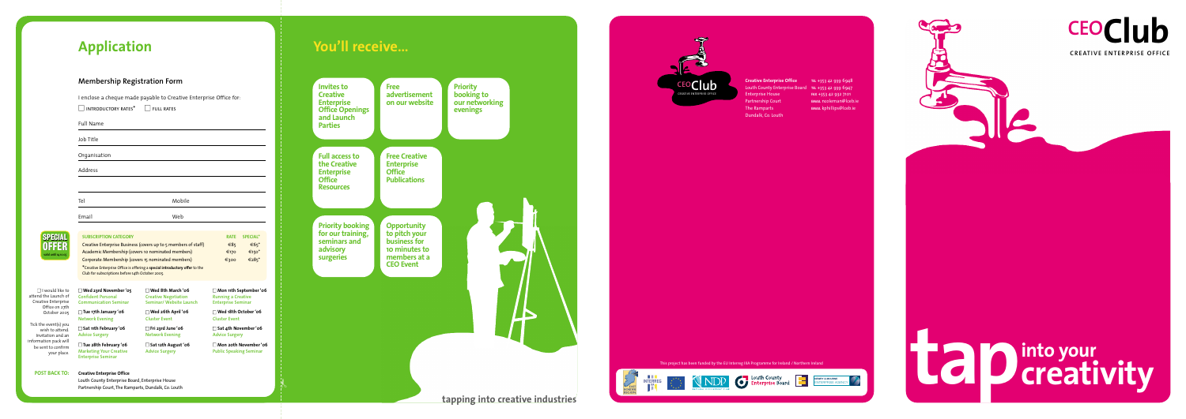# Application

## Membership Registration Form

I enclose a cheque made payable to Creative Enterprise Office for:

☐ INTRODUCTORY RATES* ☐ FULL RATES

Full Name

Job Title

Organisation

Address

Tel Mobile

Email Web

SPECIAL OFFER valid until 14.10.05

| SUBSCRIPTION CATEGORY | RATE | SPECIAL* |
|---|---|---|
| Creative Enterprise Business (covers up to 5 members of staff) | €85 | €65* |
| Academic Membership (covers 10 nominated members) | €170 | €150* |
| Corporate Membership (covers 15 nominated members) | €300 | €285* |

*Creative Enterprise Office is offering a **special introductory offer** to the Club for subscriptions before 14th October 2005

☐ I would like to attend the Launch of Creative Enterprise Office on 27th October 2005

Tick the event(s) you wish to attend. Invitation and an information pack will be sent to confirm your place.

- ☐ **Wed 23rd November '05** — Confident Personal Communication Seminar
- ☐ **Tue 17th January '06** — Network Evening
- ☐ **Sat 11th February '06** — Advice Surgery
- ☐ **Tue 28th February '06** — Marketing Your Creative Enterprise Seminar
- ☐ **Wed 8th March '06** — Creative Negotiation Seminar/ Website Launch
- ☐ **Wed 26th April '06** — Cluster Event
- ☐ **Fri 23rd June '06** — Network Evening
- ☐ **Sat 12th August '06** — Advice Surgery
- ☐ **Mon 11th September '06** — Running a Creative Enterprise Seminar
- ☐ **Wed 18th October '06** — Cluster Event
- ☐ **Sat 4th November '06** — Advice Surgery
- ☐ **Mon 20th November '06** — Public Speaking Seminar

**POST BACK TO:** **Creative Enterprise Office**
Louth County Enterprise Board, Enterprise House
Partnership Court, The Ramparts, Dundalk, Co. Louth

# You'll receive...

- **Invites to Creative Enterprise Office Openings and Launch Parties**
- **Free advertisement on our website**
- **Priority booking to our networking evenings**
- **Full access to the Creative Enterprise Office Resources**
- **Free Creative Enterprise Office Publications**
- **Priority booking for our training, seminars and advisory surgeries**
- **Opportunity to pitch your business for 10 minutes to members at a CEO Event**

tapping into creative industries

CEO Club — CREATIVE ENTERPRISE OFFICE

**Creative Enterprise Office**
Louth County Enterprise Board
Enterprise House
Partnership Court
The Ramparts
Dundalk, Co. Louth

TEL +353 42 939 6948
TEL +353 42 939 6947
FAX +353 42 932 7101
EMAIL ncoleman@lceb.ie
EMAIL kphillips@lceb.ie

This project has been funded by the EU Interreg IIIA Programme for Ireland / Northern Ireland

INTERREG · NDP · Louth County Enterprise Board · NEWRY & MOURNE ENTERPRISE AGENCY

# CEO Club

CREATIVE ENTERPRISE OFFICE

# tap into your creativity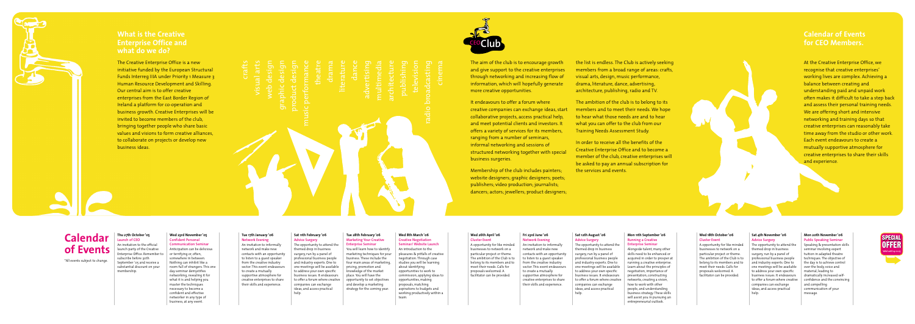## What is the Creative Enterprise Office and what do we do?

The Creative Enterprise Office is a new initiative funded by the European Structural Funds Interreg IIIA under Priority 1 Measure 3 Human Resource Development and Skilling. Our central aim is to offer creative enterprises from the East Border Region of Ireland a platform for co-operation and business growth. Creative Enterprises will be invited to become members of the club, bringing together people who share basic values and visions to form creative alliances, to collaborate on projects or develop new business ideas.

crafts
visual arts
web design
graphic design
product design
music performance
theatre
drama
literature
dance
advertising
multimedia
architecture
publishing
television
radio broadcasting
cinema

CEO Club

The aim of the club is to encourage growth and give support to the creative enterprises through networking and increasing flow of information, which will hopefully generate more creative opportunities.

It endeavours to offer a forum where creative companies can exchange ideas, start collaborative projects, access practical help, and meet potential clients and investors. It offers a variety of services for its members, ranging from a number of seminars, informal networking and sessions of structured networking together with special business surgeries.

Membership of the club includes painters; website designers; graphic designers; poets; publishers; video production; journalists; dancers; actors; jewellers; product designers; the list is endless. The Club is actively seeking members from a broad range of areas: crafts, visual arts, design, music performance, drama, literature, dance, advertising, architecture, publishing, radio and TV.

The ambition of the club is to belong to its members and to meet their needs. We hope to hear what those needs are and to hear what you can offer to the club from our Training Needs Assessment Study.

In order to receive all the benefits of the Creative Enterprise Office and to become a member of the club, creative enterprises will be asked to pay an annual subscription for the services and events.

## Calendar of Events for CEO Members.

At the Creative Enterprise Office, we recognise that creative enterprises' working lives are complex. Achieving a balance between creating and understanding paid and unpaid work often makes it difficult to take a step back and assess their personal training needs. We are offering short and intensive networking and training days so that creative enterprises can reasonably take time away from the studio or other work. Each event endeavours to create a mutually supportive atmosphere for creative enterprises to share their skills and experience.

# Calendar of Events

*All events subject to change.

**Thu 27th October '05**
**Launch of CEO**
An invitation to the official launch party of the Creative Enterprise Office. Remember to subscribe before 30th September '05 and receive a substantial discount on your membership.

**Wed 23rd November '05**
**Confident Personal Communication Seminar**
Anticipation can be delicious or terrifying or, often, somewhere in between. Nothing can inhibit like a room full of strangers. This one day seminar demystifies networking, revealing it for what it is and helping you master the techniques necessary to become a confident and effective networker in any type of business, at any event.

**Tue 17th January '06**
**Network Evening**
An invitation to informally network and make new contacts with an opportunity to listen to a guest speaker from the creative industry sector. This event endeavours to create a mutually supportive atmosphere for creative enterprises to share their skills and experience.

**Sat 11th February '06**
**Advice Surgery**
The opportunity to attend the themed drop in business surgery, run by a panel of professional business people and industry experts. One to one meetings will be available to address your own specific business issues. It endeavours to offer a forum where creative companies can exchange ideas, and access practical help.

**Tue 28th February '06**
**Marketing Your Creative Enterprise Seminar**
You will learn how to identify marketing techniques for your business. These include the four main areas of marketing, pricing, promotion and knowledge of the market place. You will have the opportunity to set objectives and develop a marketing strategy for the coming year.

**Wed 8th March '06**
**Creative Negotiation Seminar/ Website Launch**
An introduction to the pleasures & pitfalls of creative negotiation. Through case studies you will be learning about identifying opportunities to work to commission, applying ideas to opportunities, making proposals, matching aspirations to budgets and working productively within a team.

**Wed 26th April '06**
**Cluster Event**
A opportunity for like minded businesses to network on a particular project or theme. The ambition of the Club is to belong to its members and to meet their needs. Calls for proposals welcomed. A facilitator can be provided.

**Fri 23rd June '06**
**Network Evening**
An invitation to informally network and make new contacts with an opportunity to listen to a guest speaker from the creative industry sector. This event endeavours to create a mutually supportive atmosphere for creative enterprises to share their skills and experience.

**Sat 12th August '06**
**Advice Surgery**
The opportunity to attend the themed drop in business surgery, run by a panel of professional business people and industry experts. One to one meetings will be available to address your own specific business issues. It endeavours to offer a forum where creative companies can exchange ideas, and access practical help.

**Mon 11th September '06**
**Running a Creative Enterprise Seminar**
Alongside talent, many other skills need to be enhanced or acquired in order to prosper at running a creative enterprise. Learn about the principles of negotiation, importance of presentation, constructing networks, creating a vision, how to work with other people, and understanding business strategy. These skills will assist you in pursuing an entrepreneurial outlook.

**Wed 18th October '06**
**Cluster Event**
A opportunity for like minded businesses to network on a particular project or theme. The ambition of the Club is to belong to its members and to meet their needs. Calls for proposals welcomed. A facilitator can be provided.

**Sat 4th November '06**
**Advice Surgery**
The opportunity to attend the themed drop in business surgery, run by a panel of professional business people and industry experts. One to one meetings will be available to address your own specific business issues. It endeavours to offer a forum where creative companies can exchange ideas, and access practical help.

**Mon 20th November '06**
**Public Speaking Seminar**
Speaking & presentation skills seminar involving expert tuition in adapted theatre techniques. The objective of the day is to achieve control over the body, voice and material, leading to dramatically increased self-confidence and the convincing and compelling communication of your message.

SPECIAL OFFER
Valid until 09.10.05